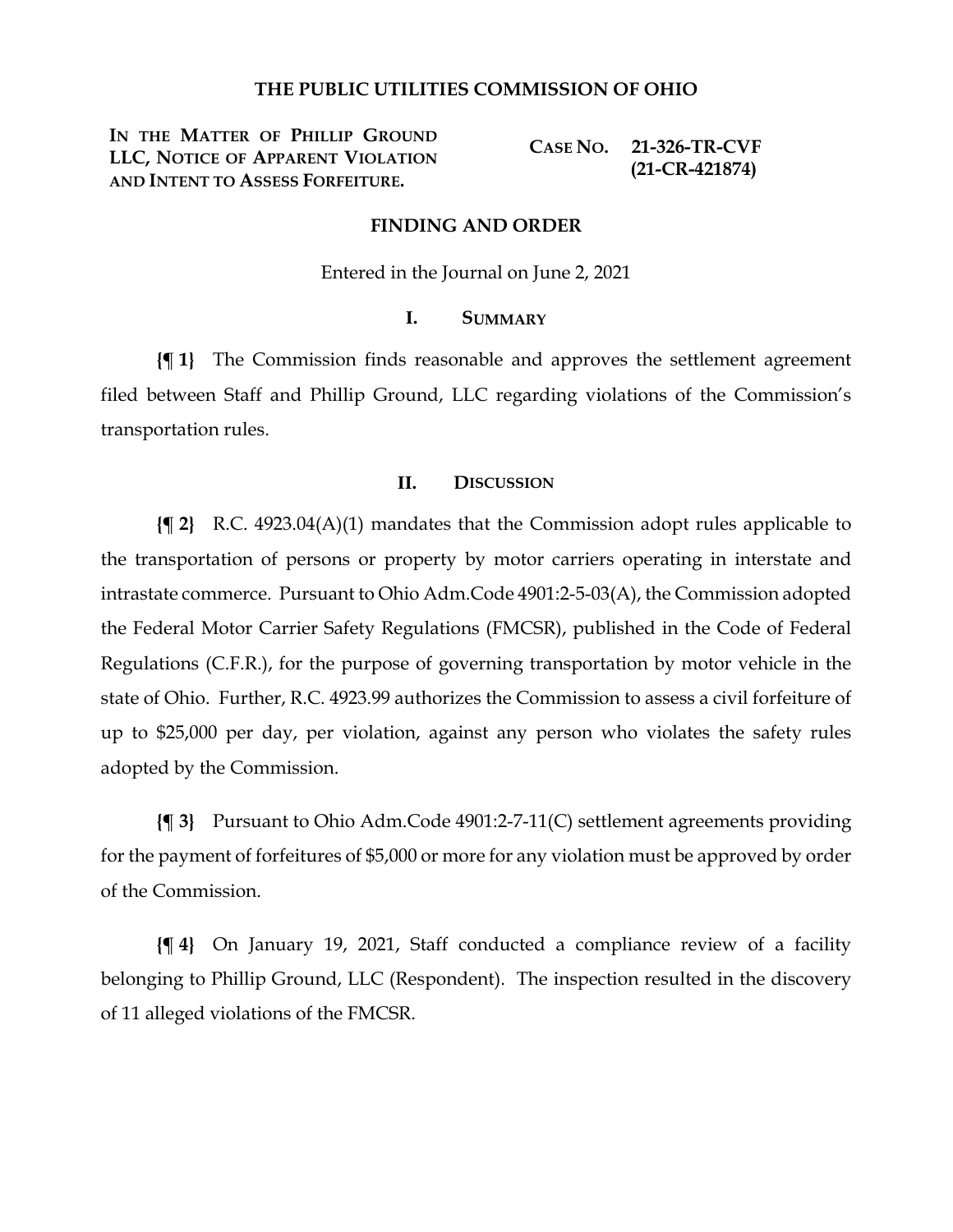# THE PUBLIC UTILITIES COMMISSION OF OHIO

| | |
|---|---|
| **IN THE MATTER OF PHILLIP GROUND LLC, NOTICE OF APPARENT VIOLATION AND INTENT TO ASSESS FORFEITURE.** | **CASE NO. 21-326-TR-CVF (21-CR-421874)** |

## FINDING AND ORDER

Entered in the Journal on June 2, 2021

### I. SUMMARY

**{¶ 1}** The Commission finds reasonable and approves the settlement agreement filed between Staff and Phillip Ground, LLC regarding violations of the Commission's transportation rules.

### II. DISCUSSION

**{¶ 2}** R.C. 4923.04(A)(1) mandates that the Commission adopt rules applicable to the transportation of persons or property by motor carriers operating in interstate and intrastate commerce. Pursuant to Ohio Adm.Code 4901:2-5-03(A), the Commission adopted the Federal Motor Carrier Safety Regulations (FMCSR), published in the Code of Federal Regulations (C.F.R.), for the purpose of governing transportation by motor vehicle in the state of Ohio. Further, R.C. 4923.99 authorizes the Commission to assess a civil forfeiture of up to $25,000 per day, per violation, against any person who violates the safety rules adopted by the Commission.

**{¶ 3}** Pursuant to Ohio Adm.Code 4901:2-7-11(C) settlement agreements providing for the payment of forfeitures of $5,000 or more for any violation must be approved by order of the Commission.

**{¶ 4}** On January 19, 2021, Staff conducted a compliance review of a facility belonging to Phillip Ground, LLC (Respondent). The inspection resulted in the discovery of 11 alleged violations of the FMCSR.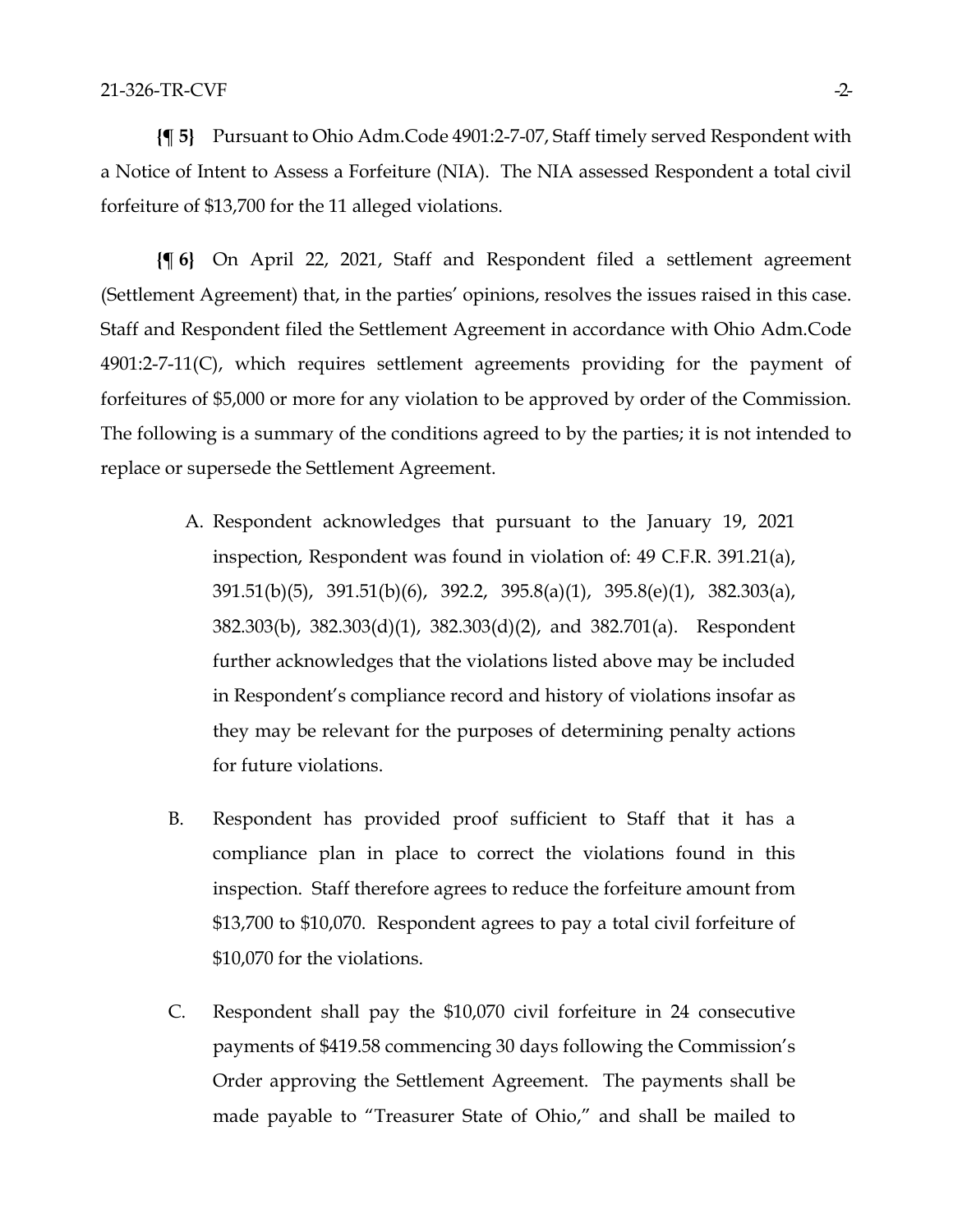**{¶ 5}** Pursuant to Ohio Adm.Code 4901:2-7-07, Staff timely served Respondent with a Notice of Intent to Assess a Forfeiture (NIA). The NIA assessed Respondent a total civil forfeiture of $13,700 for the 11 alleged violations.

**{¶ 6}** On April 22, 2021, Staff and Respondent filed a settlement agreement (Settlement Agreement) that, in the parties' opinions, resolves the issues raised in this case. Staff and Respondent filed the Settlement Agreement in accordance with Ohio Adm.Code 4901:2-7-11(C), which requires settlement agreements providing for the payment of forfeitures of $5,000 or more for any violation to be approved by order of the Commission. The following is a summary of the conditions agreed to by the parties; it is not intended to replace or supersede the Settlement Agreement.

A. Respondent acknowledges that pursuant to the January 19, 2021 inspection, Respondent was found in violation of: 49 C.F.R. 391.21(a), 391.51(b)(5), 391.51(b)(6), 392.2, 395.8(a)(1), 395.8(e)(1), 382.303(a), 382.303(b), 382.303(d)(1), 382.303(d)(2), and 382.701(a). Respondent further acknowledges that the violations listed above may be included in Respondent's compliance record and history of violations insofar as they may be relevant for the purposes of determining penalty actions for future violations.

B. Respondent has provided proof sufficient to Staff that it has a compliance plan in place to correct the violations found in this inspection. Staff therefore agrees to reduce the forfeiture amount from $13,700 to $10,070. Respondent agrees to pay a total civil forfeiture of $10,070 for the violations.

C. Respondent shall pay the $10,070 civil forfeiture in 24 consecutive payments of $419.58 commencing 30 days following the Commission's Order approving the Settlement Agreement. The payments shall be made payable to "Treasurer State of Ohio," and shall be mailed to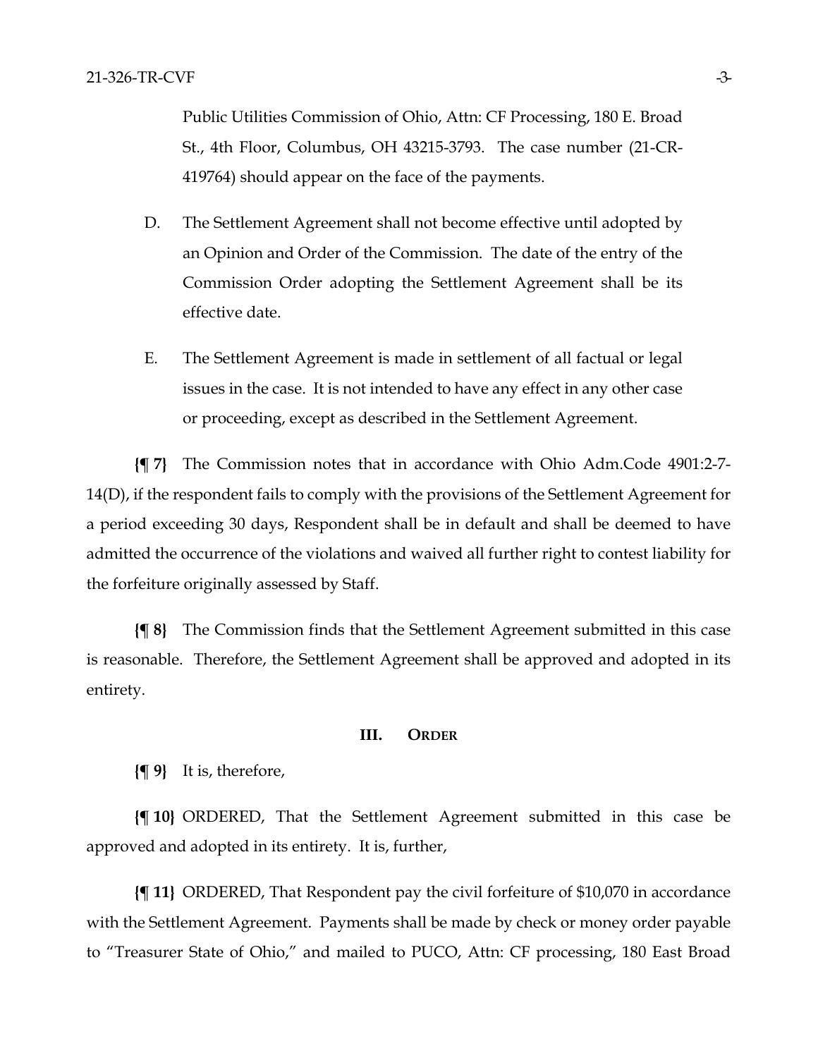Public Utilities Commission of Ohio, Attn: CF Processing, 180 E. Broad St., 4th Floor, Columbus, OH 43215-3793. The case number (21-CR-419764) should appear on the face of the payments.

D. The Settlement Agreement shall not become effective until adopted by an Opinion and Order of the Commission. The date of the entry of the Commission Order adopting the Settlement Agreement shall be its effective date.

E. The Settlement Agreement is made in settlement of all factual or legal issues in the case. It is not intended to have any effect in any other case or proceeding, except as described in the Settlement Agreement.

**{¶ 7}** The Commission notes that in accordance with Ohio Adm.Code 4901:2-7-14(D), if the respondent fails to comply with the provisions of the Settlement Agreement for a period exceeding 30 days, Respondent shall be in default and shall be deemed to have admitted the occurrence of the violations and waived all further right to contest liability for the forfeiture originally assessed by Staff.

**{¶ 8}** The Commission finds that the Settlement Agreement submitted in this case is reasonable. Therefore, the Settlement Agreement shall be approved and adopted in its entirety.

## III. Order

**{¶ 9}** It is, therefore,

**{¶ 10}** ORDERED, That the Settlement Agreement submitted in this case be approved and adopted in its entirety. It is, further,

**{¶ 11}** ORDERED, That Respondent pay the civil forfeiture of $10,070 in accordance with the Settlement Agreement. Payments shall be made by check or money order payable to "Treasurer State of Ohio," and mailed to PUCO, Attn: CF processing, 180 East Broad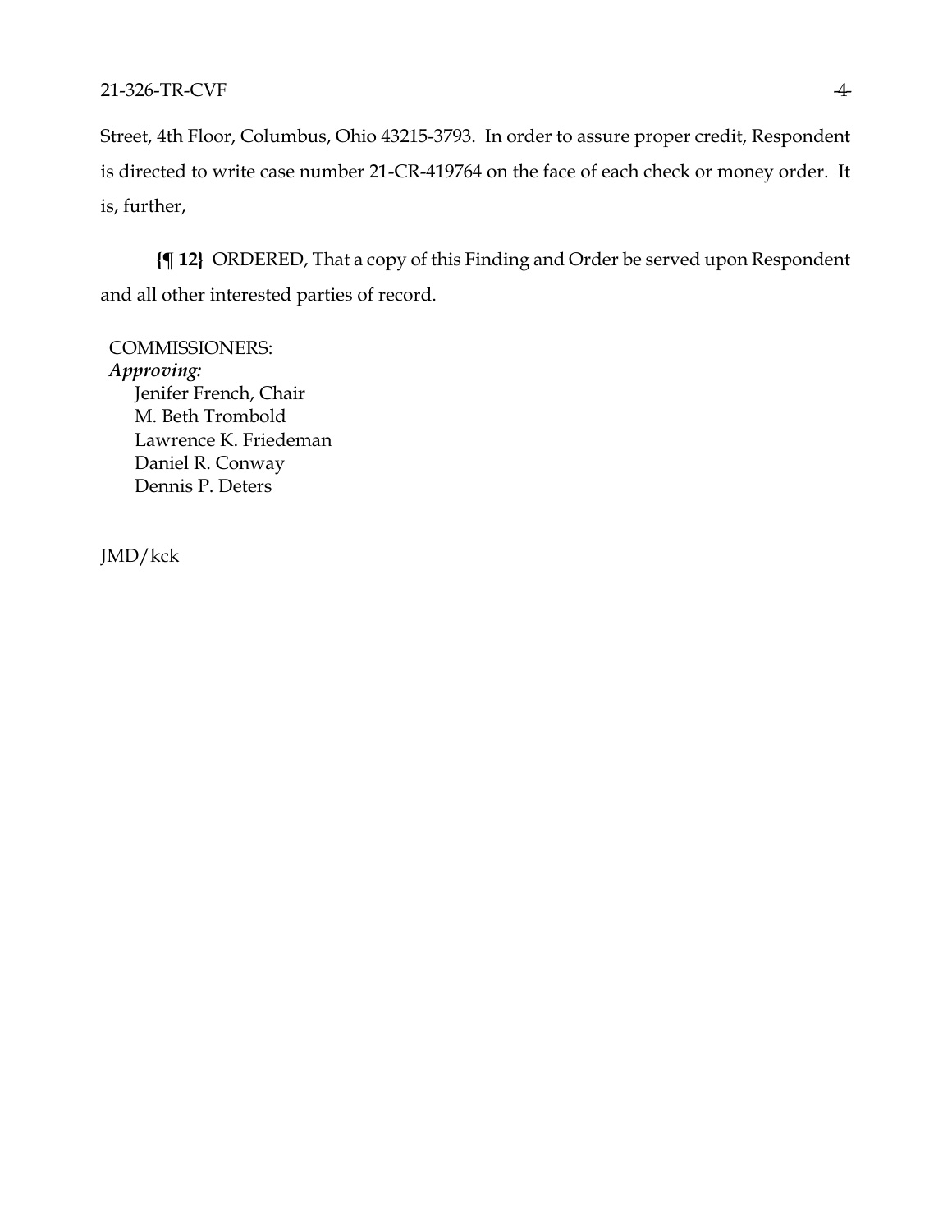Street, 4th Floor, Columbus, Ohio 43215-3793. In order to assure proper credit, Respondent is directed to write case number 21-CR-419764 on the face of each check or money order. It is, further,

**{¶ 12}** ORDERED, That a copy of this Finding and Order be served upon Respondent and all other interested parties of record.

COMMISSIONERS:
***Approving:***
Jenifer French, Chair
M. Beth Trombold
Lawrence K. Friedeman
Daniel R. Conway
Dennis P. Deters

JMD/kck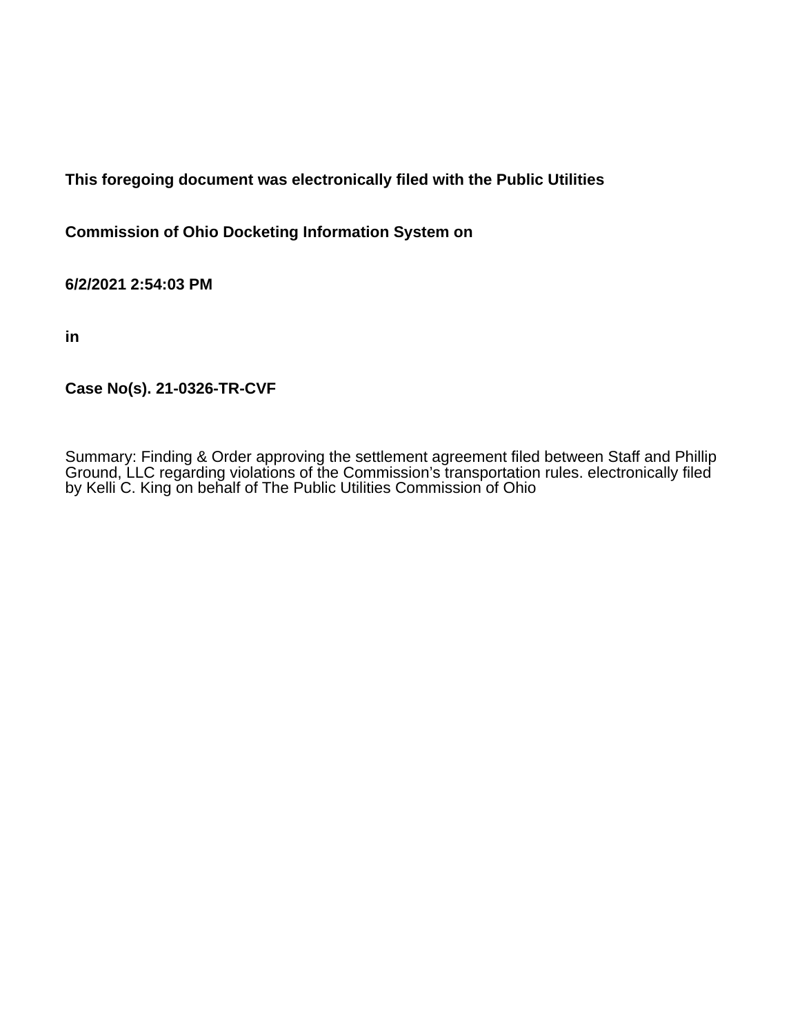**This foregoing document was electronically filed with the Public Utilities**

**Commission of Ohio Docketing Information System on**

**6/2/2021 2:54:03 PM**

**in**

**Case No(s). 21-0326-TR-CVF**

Summary: Finding & Order approving the settlement agreement filed between Staff and Phillip Ground, LLC regarding violations of the Commission's transportation rules. electronically filed by Kelli C. King on behalf of The Public Utilities Commission of Ohio